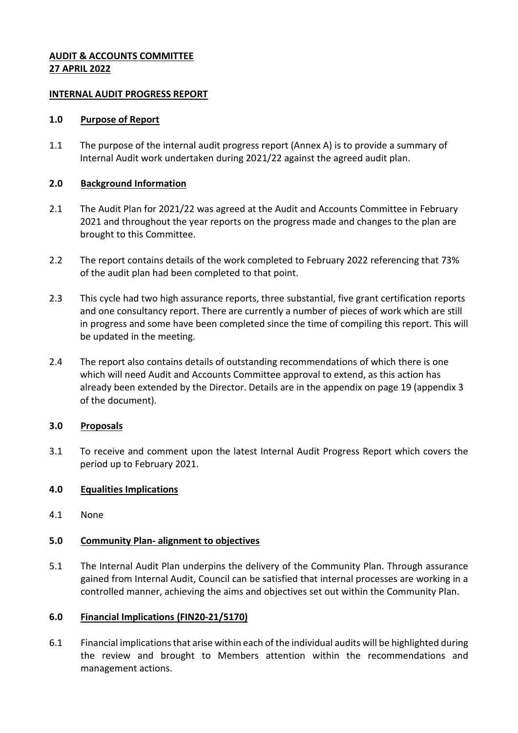**AUDIT & ACCOUNTS COMMITTEE**
**27 APRIL 2022**

**INTERNAL AUDIT PROGRESS REPORT**

## 1.0 Purpose of Report

1.1 The purpose of the internal audit progress report (Annex A) is to provide a summary of Internal Audit work undertaken during 2021/22 against the agreed audit plan.

## 2.0 Background Information

2.1 The Audit Plan for 2021/22 was agreed at the Audit and Accounts Committee in February 2021 and throughout the year reports on the progress made and changes to the plan are brought to this Committee.

2.2 The report contains details of the work completed to February 2022 referencing that 73% of the audit plan had been completed to that point.

2.3 This cycle had two high assurance reports, three substantial, five grant certification reports and one consultancy report. There are currently a number of pieces of work which are still in progress and some have been completed since the time of compiling this report. This will be updated in the meeting.

2.4 The report also contains details of outstanding recommendations of which there is one which will need Audit and Accounts Committee approval to extend, as this action has already been extended by the Director. Details are in the appendix on page 19 (appendix 3 of the document).

## 3.0 Proposals

3.1 To receive and comment upon the latest Internal Audit Progress Report which covers the period up to February 2021.

## 4.0 Equalities Implications

4.1 None

## 5.0 Community Plan- alignment to objectives

5.1 The Internal Audit Plan underpins the delivery of the Community Plan. Through assurance gained from Internal Audit, Council can be satisfied that internal processes are working in a controlled manner, achieving the aims and objectives set out within the Community Plan.

## 6.0 Financial Implications (FIN20-21/5170)

6.1 Financial implications that arise within each of the individual audits will be highlighted during the review and brought to Members attention within the recommendations and management actions.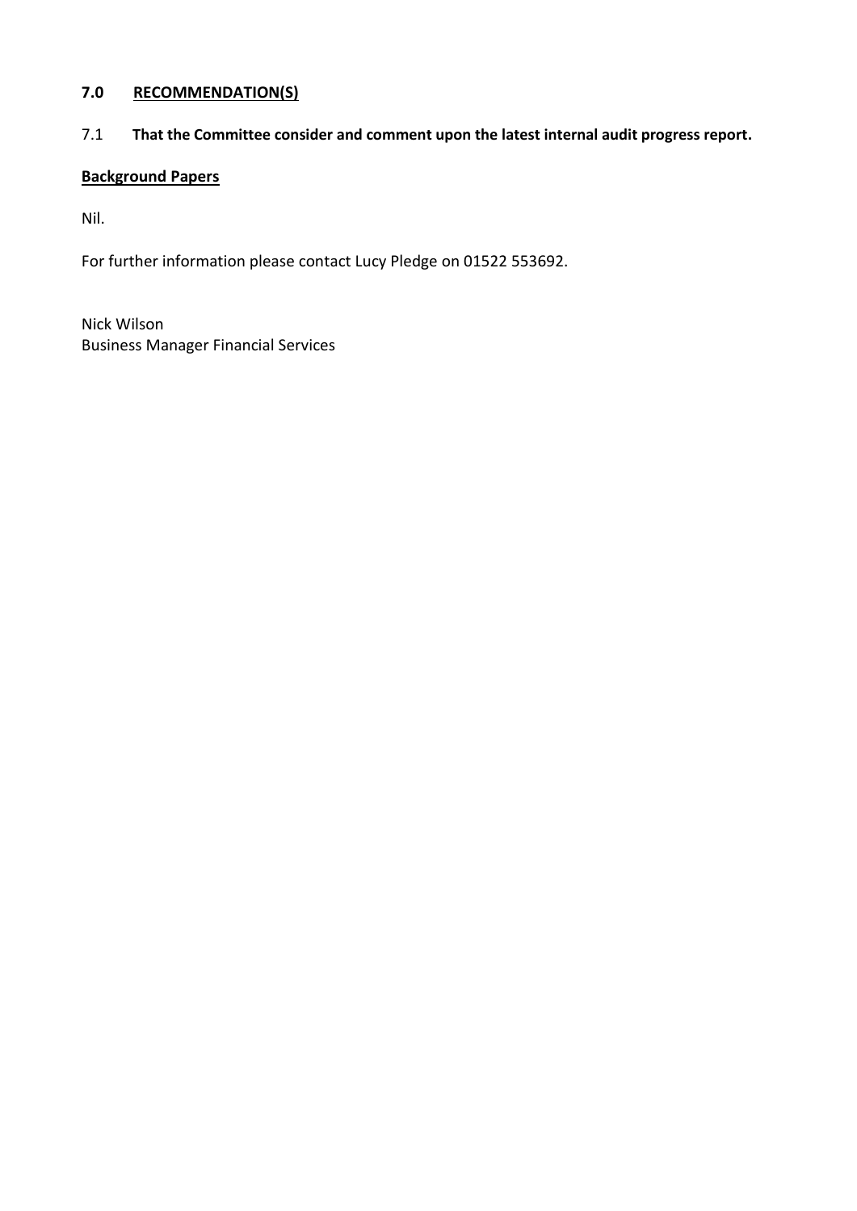## 7.0 RECOMMENDATION(S)

7.1 **That the Committee consider and comment upon the latest internal audit progress report.**

**Background Papers**

Nil.

For further information please contact Lucy Pledge on 01522 553692.

Nick Wilson
Business Manager Financial Services